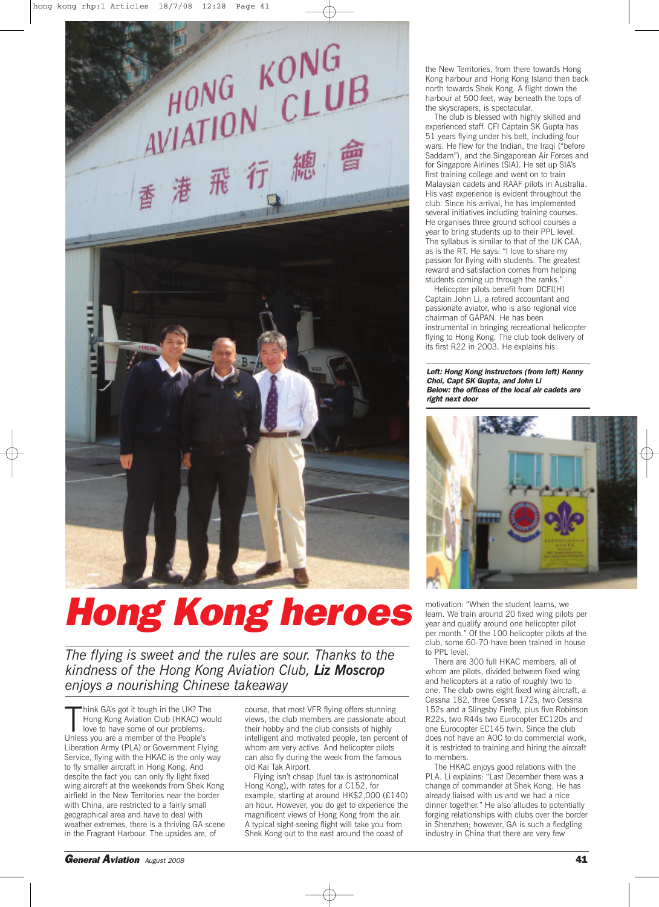# Hong Kong heroes

*The flying is sweet and the rules are sour. Thanks to the kindness of the Hong Kong Aviation Club, **Liz Moscrop** enjoys a nourishing Chinese takeaway*

Think GA's got it tough in the UK? The Hong Kong Aviation Club (HKAC) would love to have some of our problems. Unless you are a member of the People's Liberation Army (PLA) or Government Flying Service, flying with the HKAC is the only way to fly smaller aircraft in Hong Kong. And despite the fact you can only fly light fixed wing aircraft at the weekends from Shek Kong airfield in the New Territories near the border with China, are restricted to a fairly small geographical area and have to deal with weather extremes, there is a thriving GA scene in the Fragrant Harbour. The upsides are, of course, that most VFR flying offers stunning views, the club members are passionate about their hobby and the club consists of highly intelligent and motivated people, ten percent of whom are very active. And helicopter pilots can also fly during the week from the famous old Kai Tak Airport.

Flying isn't cheap (fuel tax is astronomical Hong Kong), with rates for a C152, for example, starting at around HK$2,000 (£140) an hour. However, you do get to experience the magnificent views of Hong Kong from the air. A typical sight-seeing flight will take you from Shek Kong out to the east around the coast of the New Territories, from there towards Hong Kong harbour and Hong Kong Island then back north towards Shek Kong. A flight down the harbour at 500 feet, way beneath the tops of the skyscrapers, is spectacular.

The club is blessed with highly skilled and experienced staff. CFI Captain SK Gupta has 51 years flying under his belt, including four wars. He flew for the Indian, the Iraqi ("before Saddam"), and the Singaporean Air Forces and for Singapore Airlines (SIA). He set up SIA's first training college and went on to train Malaysian cadets and RAAF pilots in Australia. His vast experience is evident throughout the club. Since his arrival, he has implemented several initiatives including training courses. He organises three ground school courses a year to bring students up to their PPL level. The syllabus is similar to that of the UK CAA, as is the RT. He says: "I love to share my passion for flying with students. The greatest reward and satisfaction comes from helping students coming up through the ranks."

Helicopter pilots benefit from DCFI(H) Captain John Li, a retired accountant and passionate aviator, who is also regional vice chairman of GAPAN. He has been instrumental in bringing recreational helicopter flying to Hong Kong. The club took delivery of its first R22 in 2003. He explains his motivation: "When the student learns, we learn. We train around 20 fixed wing pilots per year and qualify around one helicopter pilot per month." Of the 100 helicopter pilots at the club, some 60-70 have been trained in house to PPL level.

***Left:** Hong Kong instructors (from left) Kenny Choi, Capt SK Gupta, and John Li*
***Below:** the offices of the local air cadets are right next door*

There are 300 full HKAC members, all of whom are pilots, divided between fixed wing and helicopters at a ratio of roughly two to one. The club owns eight fixed wing aircraft, a Cessna 182, three Cessna 172s, two Cessna 152s and a Slingsby Firefly, plus five Robinson R22s, two R44s two Eurocopter EC120s and one Eurocopter EC145 twin. Since the club does not have an AOC to do commercial work, it is restricted to training and hiring the aircraft to members.

The HKAC enjoys good relations with the PLA. Li explains: "Last December there was a change of commander at Shek Kong. He has already liaised with us and we had a nice dinner together." He also alludes to potentially forging relationships with clubs over the border in Shenzhen; however, GA is such a fledgling industry in China that there are very few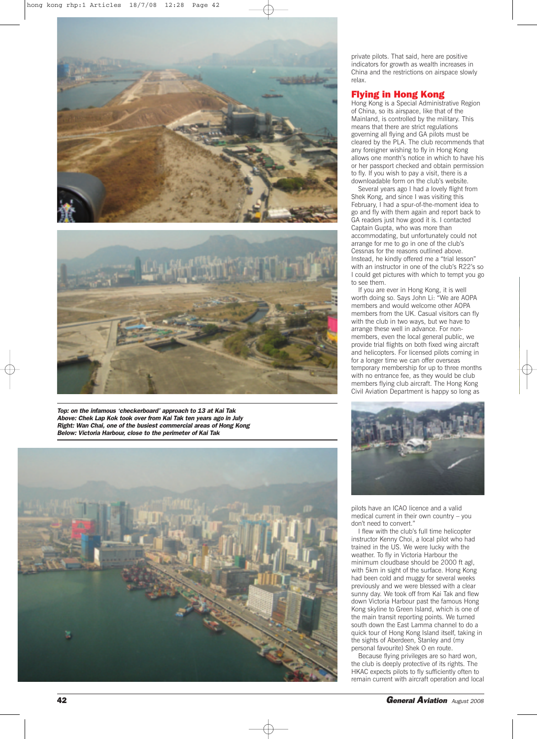private pilots. That said, here are positive indicators for growth as wealth increases in China and the restrictions on airspace slowly relax.

## Flying in Hong Kong

Hong Kong is a Special Administrative Region of China, so its airspace, like that of the Mainland, is controlled by the military. This means that there are strict regulations governing all flying and GA pilots must be cleared by the PLA. The club recommends that any foreigner wishing to fly in Hong Kong allows one month's notice in which to have his or her passport checked and obtain permission to fly. If you wish to pay a visit, there is a downloadable form on the club's website.

Several years ago I had a lovely flight from Shek Kong, and since I was visiting this February, I had a spur-of-the-moment idea to go and fly with them again and report back to GA readers just how good it is. I contacted Captain Gupta, who was more than accommodating, but unfortunately could not arrange for me to go in one of the club's Cessnas for the reasons outlined above. Instead, he kindly offered me a "trial lesson" with an instructor in one of the club's R22's so I could get pictures with which to tempt you go to see them.

If you are ever in Hong Kong, it is well worth doing so. Says John Li: "We are AOPA members and would welcome other AOPA members from the UK. Casual visitors can fly with the club in two ways, but we have to arrange these well in advance. For non-members, even the local general public, we provide trial flights on both fixed wing aircraft and helicopters. For licensed pilots coming in for a longer time we can offer overseas temporary membership for up to three months with no entrance fee, as they would be club members flying club aircraft. The Hong Kong Civil Aviation Department is happy so long as pilots have an ICAO licence and a valid medical current in their own country – you don't need to convert."

I flew with the club's full time helicopter instructor Kenny Choi, a local pilot who had trained in the US. We were lucky with the weather. To fly in Victoria Harbour the minimum cloudbase should be 2000 ft agl, with 5km in sight of the surface. Hong Kong had been cold and muggy for several weeks previously and we were blessed with a clear sunny day. We took off from Kai Tak and flew down Victoria Harbour past the famous Hong Kong skyline to Green Island, which is one of the main transit reporting points. We turned south down the East Lamma channel to do a quick tour of Hong Kong Island itself, taking in the sights of Aberdeen, Stanley and (my personal favourite) Shek O en route.

Because flying privileges are so hard won, the club is deeply protective of its rights. The HKAC expects pilots to fly sufficiently often to remain current with aircraft operation and local

***Top: on the infamous 'checkerboard' approach to 13 at Kai Tak***
***Above: Chek Lap Kok took over from Kai Tak ten years ago in July***
***Right: Wan Chai, one of the busiest commercial areas of Hong Kong***
***Below: Victoria Harbour, close to the perimeter of Kai Tak***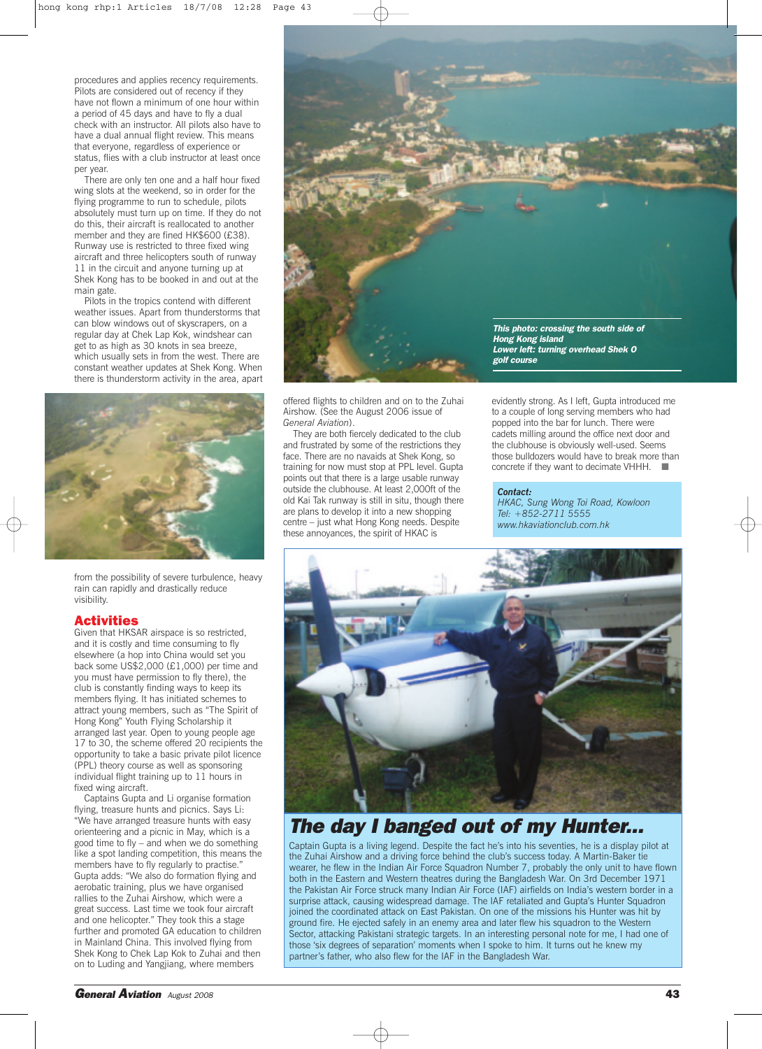procedures and applies recency requirements. Pilots are considered out of recency if they have not flown a minimum of one hour within a period of 45 days and have to fly a dual check with an instructor. All pilots also have to have a dual annual flight review. This means that everyone, regardless of experience or status, flies with a club instructor at least once per year.

There are only ten one and a half hour fixed wing slots at the weekend, so in order for the flying programme to run to schedule, pilots absolutely must turn up on time. If they do not do this, their aircraft is reallocated to another member and they are fined HK$600 (£38). Runway use is restricted to three fixed wing aircraft and three helicopters south of runway 11 in the circuit and anyone turning up at Shek Kong has to be booked in and out at the main gate.

Pilots in the tropics contend with different weather issues. Apart from thunderstorms that can blow windows out of skyscrapers, on a regular day at Chek Lap Kok, windshear can get to as high as 30 knots in sea breeze, which usually sets in from the west. There are constant weather updates at Shek Kong. When there is thunderstorm activity in the area, apart from the possibility of severe turbulence, heavy rain can rapidly and drastically reduce visibility.

***This photo: crossing the south side of Hong Kong island***
***Lower left: turning overhead Shek O golf course***

## Activities

Given that HKSAR airspace is so restricted, and it is costly and time consuming to fly elsewhere (a hop into China would set you back some US$2,000 (£1,000) per time and you must have permission to fly there), the club is constantly finding ways to keep its members flying. It has initiated schemes to attract young members, such as "The Spirit of Hong Kong" Youth Flying Scholarship it arranged last year. Open to young people age 17 to 30, the scheme offered 20 recipients the opportunity to take a basic private pilot licence (PPL) theory course as well as sponsoring individual flight training up to 11 hours in fixed wing aircraft.

Captains Gupta and Li organise formation flying, treasure hunts and picnics. Says Li: "We have arranged treasure hunts with easy orienteering and a picnic in May, which is a good time to fly – and when we do something like a spot landing competition, this means the members have to fly regularly to practise." Gupta adds: "We also do formation flying and aerobatic training, plus we have organised rallies to the Zuhai Airshow, which were a great success. Last time we took four aircraft and one helicopter." They took this a stage further and promoted GA education to children in Mainland China. This involved flying from Shek Kong to Chek Lap Kok to Zuhai and then on to Luding and Yangjiang, where members offered flights to children and on to the Zuhai Airshow. (See the August 2006 issue of *General Aviation*).

They are both fiercely dedicated to the club and frustrated by some of the restrictions they face. There are no navaids at Shek Kong, so training for now must stop at PPL level. Gupta points out that there is a large usable runway outside the clubhouse. At least 2,000ft of the old Kai Tak runway is still in situ, though there are plans to develop it into a new shopping centre – just what Hong Kong needs. Despite these annoyances, the spirit of HKAC is evidently strong. As I left, Gupta introduced me to a couple of long serving members who had popped into the bar for lunch. There were cadets milling around the office next door and the clubhouse is obviously well-used. Seems those bulldozers would have to break more than concrete if they want to decimate VHHH. ■

***Contact:***
*HKAC, Sung Wong Toi Road, Kowloon*
*Tel: +852-2711 5555*
*www.hkaviationclub.com.hk*

## The day I banged out of my Hunter...

Captain Gupta is a living legend. Despite the fact he's into his seventies, he is a display pilot at the Zuhai Airshow and a driving force behind the club's success today. A Martin-Baker tie wearer, he flew in the Indian Air Force Squadron Number 7, probably the only unit to have flown both in the Eastern and Western theatres during the Bangladesh War. On 3rd December 1971 the Pakistan Air Force struck many Indian Air Force (IAF) airfields on India's western border in a surprise attack, causing widespread damage. The IAF retaliated and Gupta's Hunter Squadron joined the coordinated attack on East Pakistan. On one of the missions his Hunter was hit by ground fire. He ejected safely in an enemy area and later flew his squadron to the Western Sector, attacking Pakistani strategic targets. In an interesting personal note for me, I had one of those 'six degrees of separation' moments when I spoke to him. It turns out he knew my partner's father, who also flew for the IAF in the Bangladesh War.